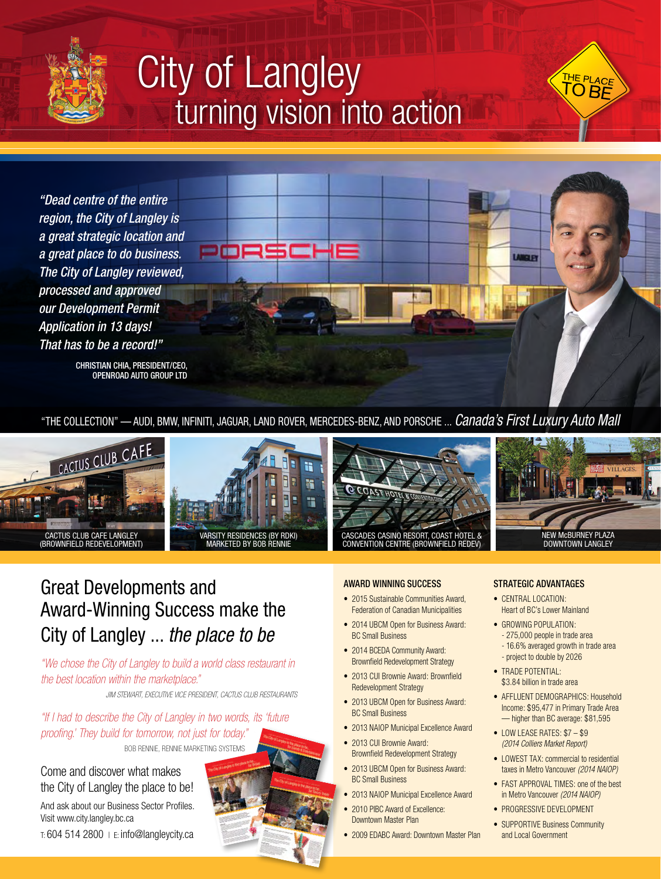# City of Langley

## turning vision into action

THE PLACE TO BE

*"Dead centre of the entire region, the City of Langley is a great strategic location and a great place to do business. The City of Langley reviewed, processed and approved our Development Permit Application in 13 days! That has to be a record!"*

CHRISTIAN CHIA, PRESIDENT/CEO, OPENROAD AUTO GROUP LTD

"THE COLLECTION" — AUDI, BMW, INFINITI, JAGUAR, LAND ROVER, MERCEDES-BENZ, AND PORSCHE ... *Canada's First Luxury Auto Mall*

CACTUS CLUB CAFE LANGLEY (BROWNFIELD REDEVELOPMENT)

VARSITY RESIDENCES (BY RDKI) MARKETED BY BOB RENNIE

CASCADES CASINO RESORT, COAST HOTEL & CONVENTION CENTRE (BROWNFIELD REDEV)

NEW McBURNEY PLAZA DOWNTOWN LANGLEY

## Great Developments and Award-Winning Success make the City of Langley ... *the place to be*

*"We chose the City of Langley to build a world class restaurant in the best location within the marketplace."*

*JIM STEWART, EXECUTIVE VICE PRESIDENT, CACTUS CLUB RESTAURANTS*

*"If I had to describe the City of Langley in two words, its 'future proofing.' They build for tomorrow, not just for today."*

BOB RENNIE, RENNIE MARKETING SYSTEMS

Come and discover what makes the City of Langley the place to be!

And ask about our Business Sector Profiles. Visit www.city.langley.bc.ca

T: 604 514 2800 | E: info@langleycity.ca

### AWARD WINNING SUCCESS

- 2015 Sustainable Communities Award, Federation of Canadian Municipalities
- 2014 UBCM Open for Business Award: BC Small Business
- 2014 BCEDA Community Award: Brownfield Redevelopment Strategy
- 2013 CUI Brownie Award: Brownfield Redevelopment Strategy
- 2013 UBCM Open for Business Award: BC Small Business
- 2013 NAIOP Municipal Excellence Award
- 2013 CUI Brownie Award: Brownfield Redevelopment Strategy
- 2013 UBCM Open for Business Award: BC Small Business
- 2013 NAIOP Municipal Excellence Award
- 2010 PIBC Award of Excellence: Downtown Master Plan
- 2009 EDABC Award: Downtown Master Plan

### STRATEGIC ADVANTAGES

- CENTRAL LOCATION: Heart of BC's Lower Mainland
- GROWING POPULATION:
  - 275,000 people in trade area
  - 16.6% averaged growth in trade area
  - project to double by 2026
- TRADE POTENTIAL: $3.84 billion in trade area
- AFFLUENT DEMOGRAPHICS: Household Income: $95,477 in Primary Trade Area — higher than BC average: $81,595
- LOW LEASE RATES: $7 – $9 *(2014 Colliers Market Report)*
- LOWEST TAX: commercial to residential taxes in Metro Vancouver *(2014 NAIOP)*
- FAST APPROVAL TIMES: one of the best in Metro Vancouver *(2014 NAIOP)*
- PROGRESSIVE DEVELOPMENT
- SUPPORTIVE Business Community and Local Government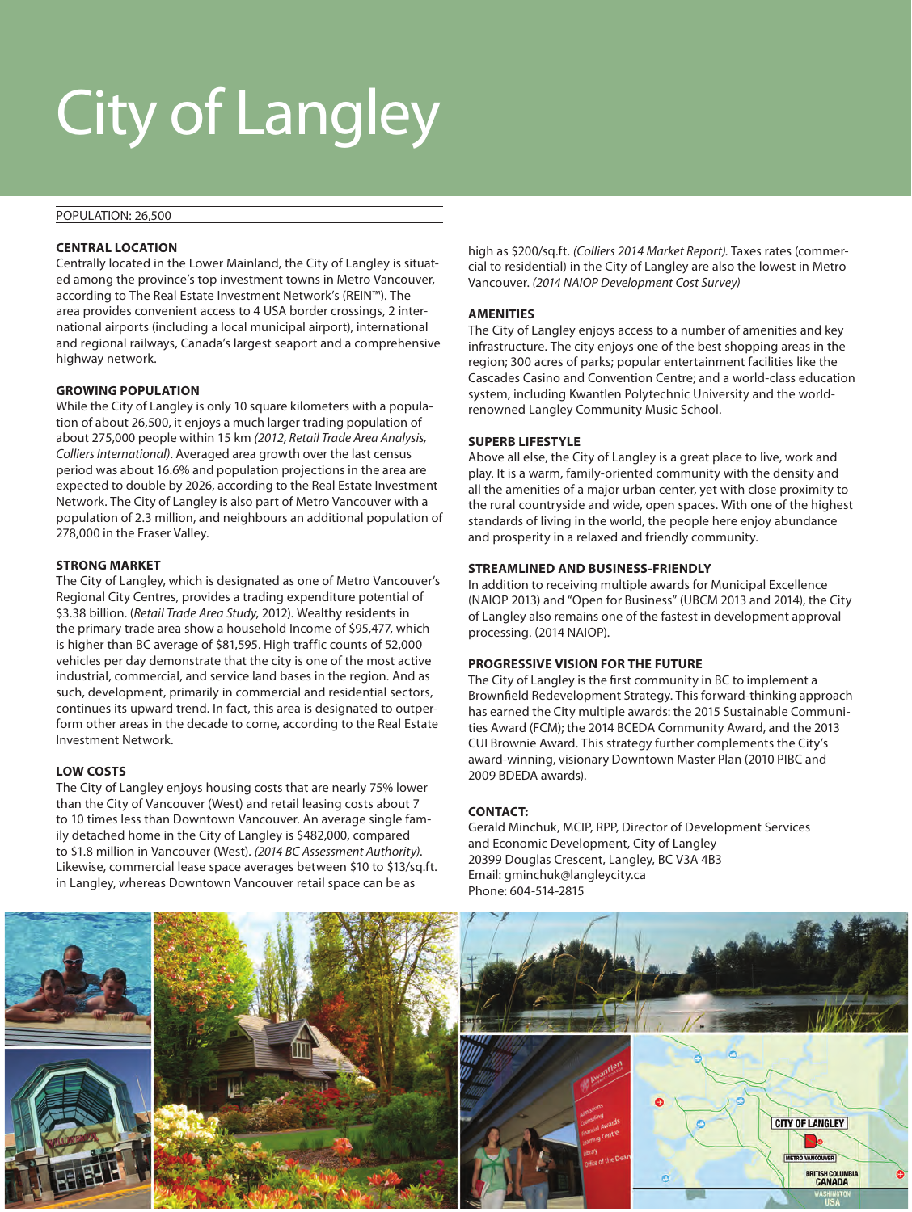# City of Langley

POPULATION: 26,500

**CENTRAL LOCATION**

Centrally located in the Lower Mainland, the City of Langley is situated among the province's top investment towns in Metro Vancouver, according to The Real Estate Investment Network's (REIN™). The area provides convenient access to 4 USA border crossings, 2 international airports (including a local municipal airport), international and regional railways, Canada's largest seaport and a comprehensive highway network.

**GROWING POPULATION**

While the City of Langley is only 10 square kilometers with a population of about 26,500, it enjoys a much larger trading population of about 275,000 people within 15 km *(2012, Retail Trade Area Analysis, Colliers International)*. Averaged area growth over the last census period was about 16.6% and population projections in the area are expected to double by 2026, according to the Real Estate Investment Network. The City of Langley is also part of Metro Vancouver with a population of 2.3 million, and neighbours an additional population of 278,000 in the Fraser Valley.

**STRONG MARKET**

The City of Langley, which is designated as one of Metro Vancouver's Regional City Centres, provides a trading expenditure potential of $3.38 billion. (*Retail Trade Area Study*, 2012). Wealthy residents in the primary trade area show a household Income of $95,477, which is higher than BC average of $81,595. High traffic counts of 52,000 vehicles per day demonstrate that the city is one of the most active industrial, commercial, and service land bases in the region. And as such, development, primarily in commercial and residential sectors, continues its upward trend. In fact, this area is designated to outperform other areas in the decade to come, according to the Real Estate Investment Network.

**LOW COSTS**

The City of Langley enjoys housing costs that are nearly 75% lower than the City of Vancouver (West) and retail leasing costs about 7 to 10 times less than Downtown Vancouver. An average single family detached home in the City of Langley is $482,000, compared to $1.8 million in Vancouver (West). *(2014 BC Assessment Authority)*. Likewise, commercial lease space averages between $10 to $13/sq.ft. in Langley, whereas Downtown Vancouver retail space can be as high as $200/sq.ft. *(Colliers 2014 Market Report)*. Taxes rates (commercial to residential) in the City of Langley are also the lowest in Metro Vancouver. *(2014 NAIOP Development Cost Survey)*

**AMENITIES**

The City of Langley enjoys access to a number of amenities and key infrastructure. The city enjoys one of the best shopping areas in the region; 300 acres of parks; popular entertainment facilities like the Cascades Casino and Convention Centre; and a world-class education system, including Kwantlen Polytechnic University and the world-renowned Langley Community Music School.

**SUPERB LIFESTYLE**

Above all else, the City of Langley is a great place to live, work and play. It is a warm, family-oriented community with the density and all the amenities of a major urban center, yet with close proximity to the rural countryside and wide, open spaces. With one of the highest standards of living in the world, the people here enjoy abundance and prosperity in a relaxed and friendly community.

**STREAMLINED AND BUSINESS-FRIENDLY**

In addition to receiving multiple awards for Municipal Excellence (NAIOP 2013) and "Open for Business" (UBCM 2013 and 2014), the City of Langley also remains one of the fastest in development approval processing. (2014 NAIOP).

**PROGRESSIVE VISION FOR THE FUTURE**

The City of Langley is the first community in BC to implement a Brownfield Redevelopment Strategy. This forward-thinking approach has earned the City multiple awards: the 2015 Sustainable Communities Award (FCM); the 2014 BCEDA Community Award, and the 2013 CUI Brownie Award. This strategy further complements the City's award-winning, visionary Downtown Master Plan (2010 PIBC and 2009 BDEDA awards).

**CONTACT:**

Gerald Minchuk, MCIP, RPP, Director of Development Services and Economic Development, City of Langley
20399 Douglas Crescent, Langley, BC V3A 4B3
Email: gminchuk@langleycity.ca
Phone: 604-514-2815